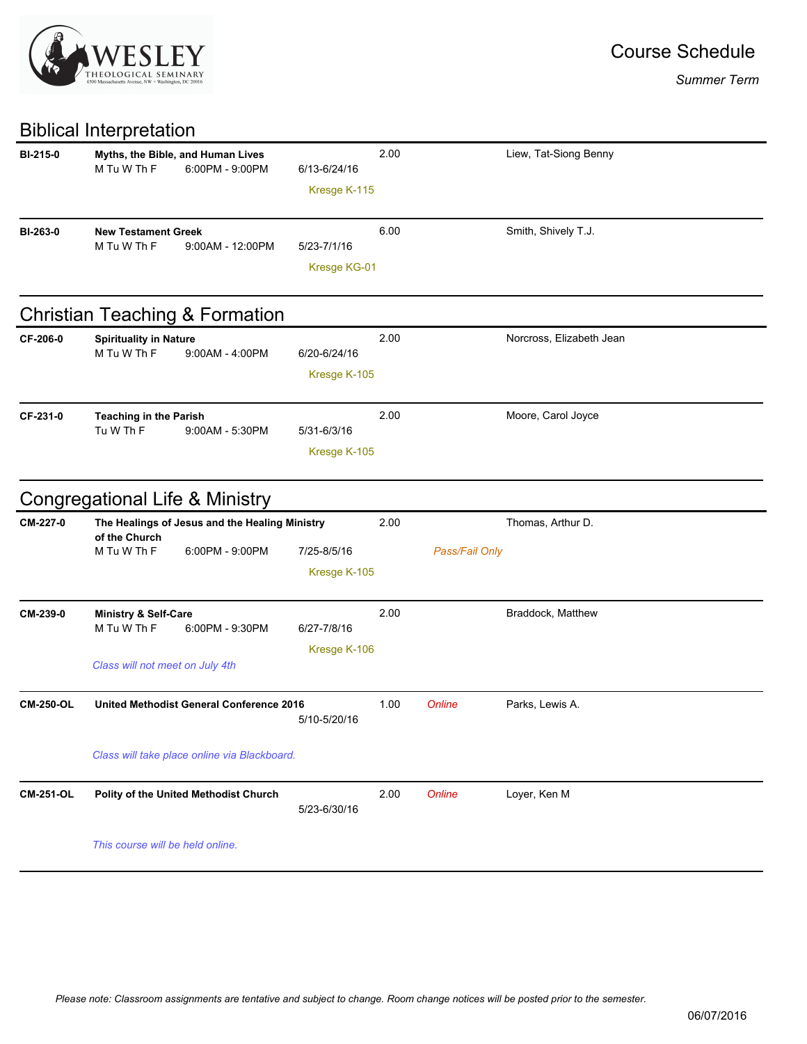WESLEY THEOLOGICAL SEMINARY
4500 Massachusetts Avenue, NW • Washington, DC 20016

# Course Schedule

*Summer Term*

## Biblical Interpretation

**BI-215-0** **Myths, the Bible, and Human Lives** — 2.00 — Liew, Tat-Siong Benny
M Tu W Th F 6:00PM - 9:00PM 6/13-6/24/16
Kresge K-115

**BI-263-0** **New Testament Greek** — 6.00 — Smith, Shively T.J.
M Tu W Th F 9:00AM - 12:00PM 5/23-7/1/16
Kresge KG-01

## Christian Teaching & Formation

**CF-206-0** **Spirituality in Nature** — 2.00 — Norcross, Elizabeth Jean
M Tu W Th F 9:00AM - 4:00PM 6/20-6/24/16
Kresge K-105

**CF-231-0** **Teaching in the Parish** — 2.00 — Moore, Carol Joyce
Tu W Th F 9:00AM - 5:30PM 5/31-6/3/16
Kresge K-105

## Congregational Life & Ministry

**CM-227-0** **The Healings of Jesus and the Healing Ministry of the Church** — 2.00 — Thomas, Arthur D.
M Tu W Th F 6:00PM - 9:00PM 7/25-8/5/16 *Pass/Fail Only*
Kresge K-105

**CM-239-0** **Ministry & Self-Care** — 2.00 — Braddock, Matthew
M Tu W Th F 6:00PM - 9:30PM 6/27-7/8/16
Kresge K-106
*Class will not meet on July 4th*

**CM-250-OL** **United Methodist General Conference 2016** — 1.00 — *Online* — Parks, Lewis A.
5/10-5/20/16
*Class will take place online via Blackboard.*

**CM-251-OL** **Polity of the United Methodist Church** — 2.00 — *Online* — Loyer, Ken M
5/23-6/30/16
*This course will be held online.*

*Please note: Classroom assignments are tentative and subject to change. Room change notices will be posted prior to the semester.*

06/07/2016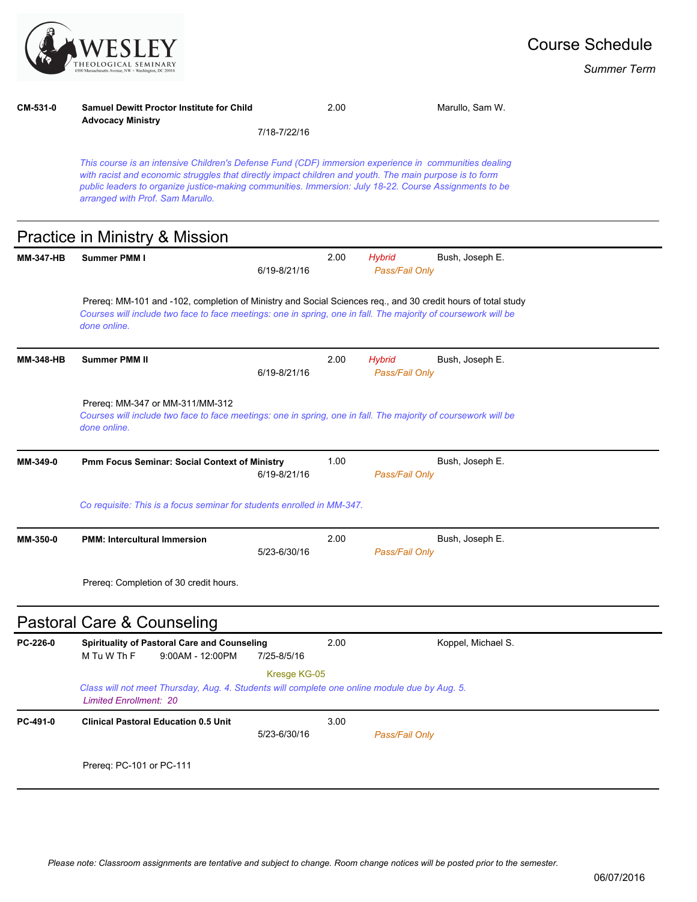# Course Schedule

*Summer Term*

**CM-531-0** **Samuel Dewitt Proctor Institute for Child Advocacy Ministry** 2.00 Marullo, Sam W.
7/18-7/22/16

*This course is an intensive Children's Defense Fund (CDF) immersion experience in communities dealing with racist and economic struggles that directly impact children and youth. The main purpose is to form public leaders to organize justice-making communities. Immersion: July 18-22. Course Assignments to be arranged with Prof. Sam Marullo.*

---

## Practice in Ministry & Mission

**MM-347-HB** **Summer PMM I** 2.00 *Hybrid* Bush, Joseph E.
6/19-8/21/16 *Pass/Fail Only*

Prereq: MM-101 and -102, completion of Ministry and Social Sciences req., and 30 credit hours of total study
*Courses will include two face to face meetings: one in spring, one in fall. The majority of coursework will be done online.*

---

**MM-348-HB** **Summer PMM II** 2.00 *Hybrid* Bush, Joseph E.
6/19-8/21/16 *Pass/Fail Only*

Prereq: MM-347 or MM-311/MM-312
*Courses will include two face to face meetings: one in spring, one in fall. The majority of coursework will be done online.*

---

**MM-349-0** **Pmm Focus Seminar: Social Context of Ministry** 1.00 Bush, Joseph E.
6/19-8/21/16 *Pass/Fail Only*

*Co requisite: This is a focus seminar for students enrolled in MM-347.*

---

**MM-350-0** **PMM: Intercultural Immersion** 2.00 Bush, Joseph E.
5/23-6/30/16 *Pass/Fail Only*

Prereq: Completion of 30 credit hours.

---

## Pastoral Care & Counseling

**PC-226-0** **Spirituality of Pastoral Care and Counseling** 2.00 Koppel, Michael S.
M Tu W Th F 9:00AM - 12:00PM 7/25-8/5/16

Kresge KG-05

*Class will not meet Thursday, Aug. 4. Students will complete one online module due by Aug. 5.*
*Limited Enrollment: 20*

---

**PC-491-0** **Clinical Pastoral Education 0.5 Unit** 3.00
5/23-6/30/16 *Pass/Fail Only*

Prereq: PC-101 or PC-111

---

*Please note: Classroom assignments are tentative and subject to change. Room change notices will be posted prior to the semester.*

06/07/2016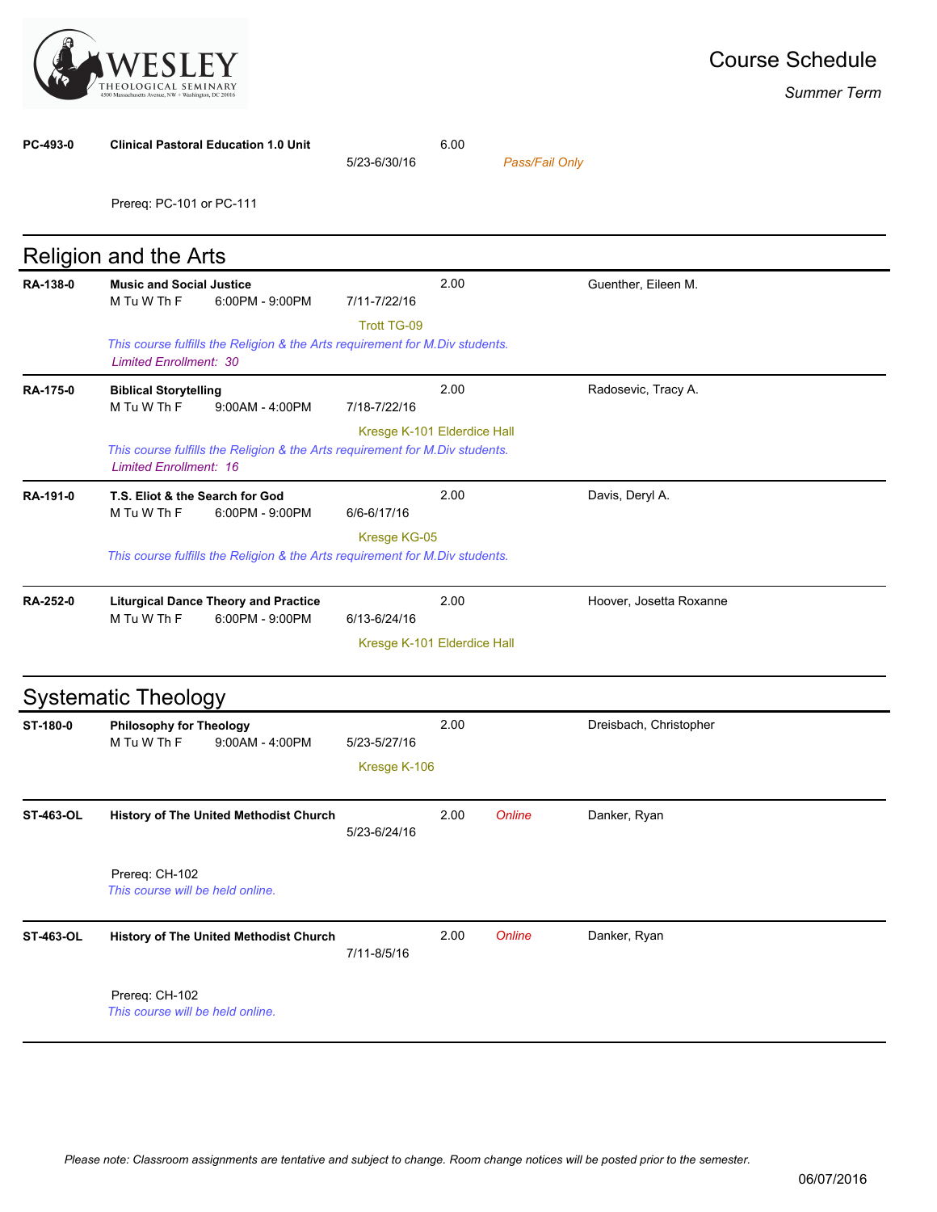# Course Schedule

*Summer Term*

**PC-493-0** **Clinical Pastoral Education 1.0 Unit** 6.00
5/23-6/30/16 *Pass/Fail Only*

Prereq: PC-101 or PC-111

## Religion and the Arts

**RA-138-0** **Music and Social Justice** 2.00 Guenther, Eileen M.
M Tu W Th F 6:00PM - 9:00PM 7/11-7/22/16
Trott TG-09
*This course fulfills the Religion & the Arts requirement for M.Div students.*
*Limited Enrollment: 30*

**RA-175-0** **Biblical Storytelling** 2.00 Radosevic, Tracy A.
M Tu W Th F 9:00AM - 4:00PM 7/18-7/22/16
Kresge K-101 Elderdice Hall
*This course fulfills the Religion & the Arts requirement for M.Div students.*
*Limited Enrollment: 16*

**RA-191-0** **T.S. Eliot & the Search for God** 2.00 Davis, Deryl A.
M Tu W Th F 6:00PM - 9:00PM 6/6-6/17/16
Kresge KG-05
*This course fulfills the Religion & the Arts requirement for M.Div students.*

**RA-252-0** **Liturgical Dance Theory and Practice** 2.00 Hoover, Josetta Roxanne
M Tu W Th F 6:00PM - 9:00PM 6/13-6/24/16
Kresge K-101 Elderdice Hall

## Systematic Theology

**ST-180-0** **Philosophy for Theology** 2.00 Dreisbach, Christopher
M Tu W Th F 9:00AM - 4:00PM 5/23-5/27/16
Kresge K-106

**ST-463-OL** **History of The United Methodist Church** 2.00 *Online* Danker, Ryan
5/23-6/24/16

Prereq: CH-102
*This course will be held online.*

**ST-463-OL** **History of The United Methodist Church** 2.00 *Online* Danker, Ryan
7/11-8/5/16

Prereq: CH-102
*This course will be held online.*

*Please note: Classroom assignments are tentative and subject to change. Room change notices will be posted prior to the semester.*

06/07/2016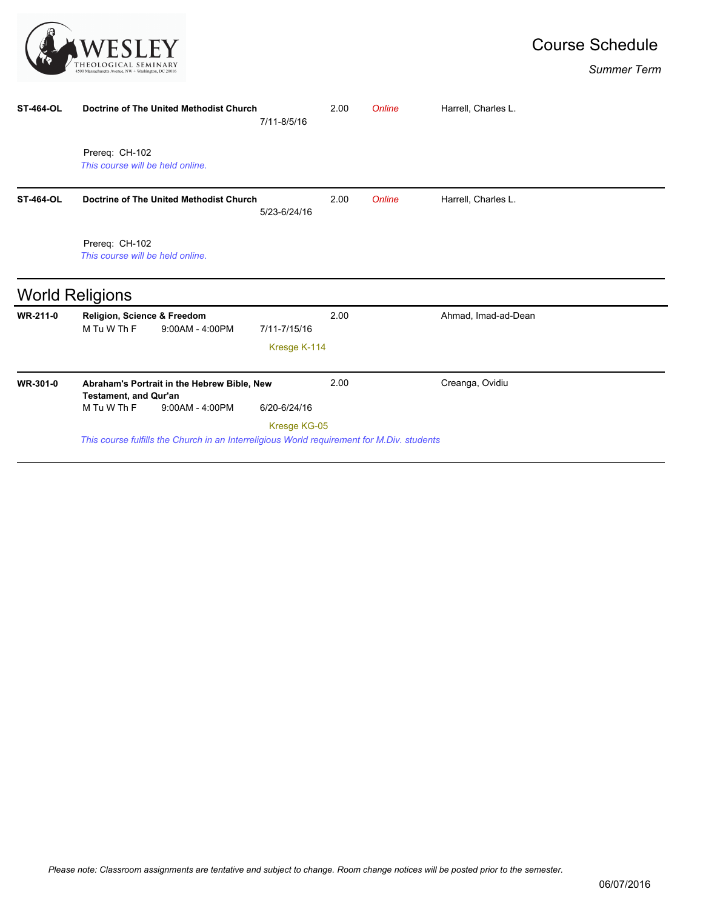| | | | | | |
|---|---|---|---|---|---|
| **ST-464-OL** | **Doctrine of The United Methodist Church** | 7/11-8/5/16 | 2.00 | *Online* | Harrell, Charles L. |
| | Prereq: CH-102 | | | | |
| | *This course will be held online.* | | | | |
| **ST-464-OL** | **Doctrine of The United Methodist Church** | 5/23-6/24/16 | 2.00 | *Online* | Harrell, Charles L. |
| | Prereq: CH-102 | | | | |
| | *This course will be held online.* | | | | |

## World Religions

| | | | | | |
|---|---|---|---|---|---|
| **WR-211-0** | **Religion, Science & Freedom** | | 2.00 | | Ahmad, Imad-ad-Dean |
| | M Tu W Th F 9:00AM - 4:00PM | 7/11-7/15/16 | | | |
| | | Kresge K-114 | | | |
| **WR-301-0** | **Abraham's Portrait in the Hebrew Bible, New Testament, and Qur'an** | | 2.00 | | Creanga, Ovidiu |
| | M Tu W Th F 9:00AM - 4:00PM | 6/20-6/24/16 | | | |
| | | Kresge KG-05 | | | |
| | *This course fulfills the Church in an Interreligious World requirement for M.Div. students* | | | | |

*Please note: Classroom assignments are tentative and subject to change. Room change notices will be posted prior to the semester.*